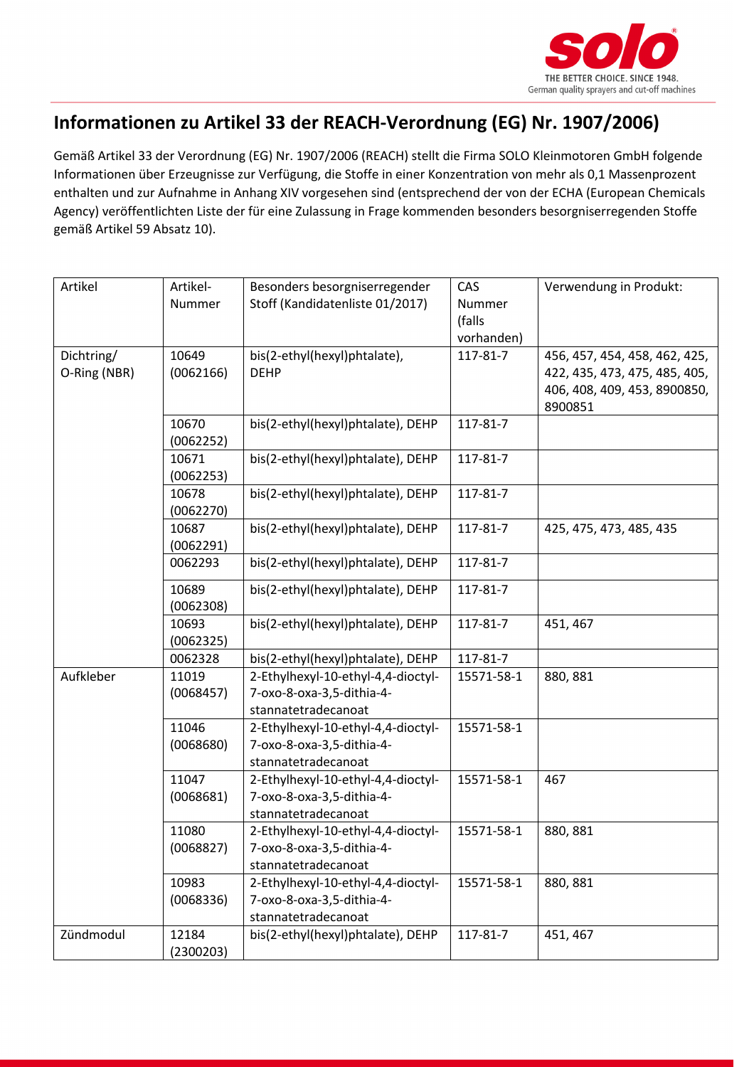# Informationen zu Artikel 33 der REACH-Verordnung (EG) Nr. 1907/2006

Gemäß Artikel 33 der Verordnung (EG) Nr. 1907/2006 (REACH) stellt die Firma SOLO Kleinmotoren GmbH folgende Informationen über Erzeugnisse zur Verfügung, die Stoffe in einer Konzentration von mehr als 0,1 Massenprozent enthalten und zur Aufnahme in Anhang XIV vorgesehen sind (entsprechend der von der ECHA (European Chemicals Agency) veröffentlichten Liste der für eine Zulassung in Frage kommenden besonders besorgniserregenden Stoffe gemäß Artikel 59 Absatz 10).

| Artikel | Artikel-Nummer | Besonders besorgniserregender Stoff (Kandidatenliste 01/2017) | CAS Nummer (falls vorhanden) | Verwendung in Produkt: |
|---|---|---|---|---|
| Dichtring/ O-Ring (NBR) | 10649 (0062166) | bis(2-ethyl(hexyl)phtalate), DEHP | 117-81-7 | 456, 457, 454, 458, 462, 425, 422, 435, 473, 475, 485, 405, 406, 408, 409, 453, 8900850, 8900851 |
| | 10670 (0062252) | bis(2-ethyl(hexyl)phtalate), DEHP | 117-81-7 | |
| | 10671 (0062253) | bis(2-ethyl(hexyl)phtalate), DEHP | 117-81-7 | |
| | 10678 (0062270) | bis(2-ethyl(hexyl)phtalate), DEHP | 117-81-7 | |
| | 10687 (0062291) | bis(2-ethyl(hexyl)phtalate), DEHP | 117-81-7 | 425, 475, 473, 485, 435 |
| | 0062293 | bis(2-ethyl(hexyl)phtalate), DEHP | 117-81-7 | |
| | 10689 (0062308) | bis(2-ethyl(hexyl)phtalate), DEHP | 117-81-7 | |
| | 10693 (0062325) | bis(2-ethyl(hexyl)phtalate), DEHP | 117-81-7 | 451, 467 |
| | 0062328 | bis(2-ethyl(hexyl)phtalate), DEHP | 117-81-7 | |
| Aufkleber | 11019 (0068457) | 2-Ethylhexyl-10-ethyl-4,4-dioctyl-7-oxo-8-oxa-3,5-dithia-4-stannatetradecanoat | 15571-58-1 | 880, 881 |
| | 11046 (0068680) | 2-Ethylhexyl-10-ethyl-4,4-dioctyl-7-oxo-8-oxa-3,5-dithia-4-stannatetradecanoat | 15571-58-1 | |
| | 11047 (0068681) | 2-Ethylhexyl-10-ethyl-4,4-dioctyl-7-oxo-8-oxa-3,5-dithia-4-stannatetradecanoat | 15571-58-1 | 467 |
| | 11080 (0068827) | 2-Ethylhexyl-10-ethyl-4,4-dioctyl-7-oxo-8-oxa-3,5-dithia-4-stannatetradecanoat | 15571-58-1 | 880, 881 |
| | 10983 (0068336) | 2-Ethylhexyl-10-ethyl-4,4-dioctyl-7-oxo-8-oxa-3,5-dithia-4-stannatetradecanoat | 15571-58-1 | 880, 881 |
| Zündmodul | 12184 (2300203) | bis(2-ethyl(hexyl)phtalate), DEHP | 117-81-7 | 451, 467 |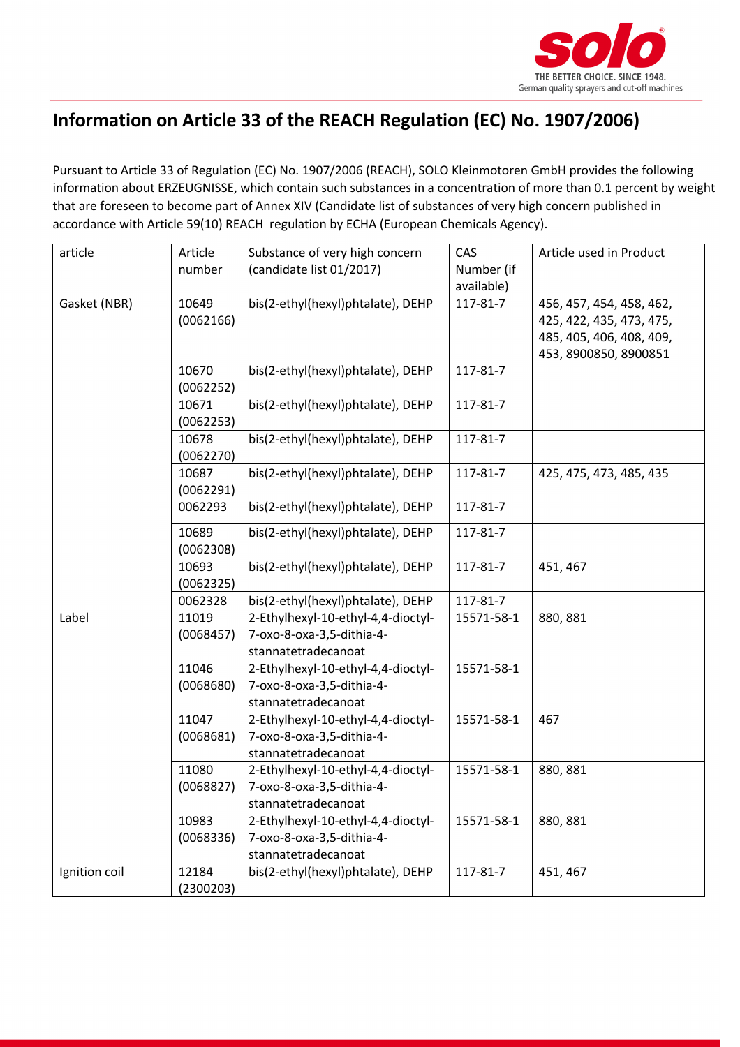# Information on Article 33 of the REACH Regulation (EC) No. 1907/2006)

Pursuant to Article 33 of Regulation (EC) No. 1907/2006 (REACH), SOLO Kleinmotoren GmbH provides the following information about ERZEUGNISSE, which contain such substances in a concentration of more than 0.1 percent by weight that are foreseen to become part of Annex XIV (Candidate list of substances of very high concern published in accordance with Article 59(10) REACH regulation by ECHA (European Chemicals Agency).

| article | Article number | Substance of very high concern (candidate list 01/2017) | CAS Number (if available) | Article used in Product |
|---|---|---|---|---|
| Gasket (NBR) | 10649 (0062166) | bis(2-ethyl(hexyl)phtalate), DEHP | 117-81-7 | 456, 457, 454, 458, 462, 425, 422, 435, 473, 475, 485, 405, 406, 408, 409, 453, 8900850, 8900851 |
| | 10670 (0062252) | bis(2-ethyl(hexyl)phtalate), DEHP | 117-81-7 | |
| | 10671 (0062253) | bis(2-ethyl(hexyl)phtalate), DEHP | 117-81-7 | |
| | 10678 (0062270) | bis(2-ethyl(hexyl)phtalate), DEHP | 117-81-7 | |
| | 10687 (0062291) | bis(2-ethyl(hexyl)phtalate), DEHP | 117-81-7 | 425, 475, 473, 485, 435 |
| | 0062293 | bis(2-ethyl(hexyl)phtalate), DEHP | 117-81-7 | |
| | 10689 (0062308) | bis(2-ethyl(hexyl)phtalate), DEHP | 117-81-7 | |
| | 10693 (0062325) | bis(2-ethyl(hexyl)phtalate), DEHP | 117-81-7 | 451, 467 |
| | 0062328 | bis(2-ethyl(hexyl)phtalate), DEHP | 117-81-7 | |
| Label | 11019 (0068457) | 2-Ethylhexyl-10-ethyl-4,4-dioctyl-7-oxo-8-oxa-3,5-dithia-4-stannatetradecanoat | 15571-58-1 | 880, 881 |
| | 11046 (0068680) | 2-Ethylhexyl-10-ethyl-4,4-dioctyl-7-oxo-8-oxa-3,5-dithia-4-stannatetradecanoat | 15571-58-1 | |
| | 11047 (0068681) | 2-Ethylhexyl-10-ethyl-4,4-dioctyl-7-oxo-8-oxa-3,5-dithia-4-stannatetradecanoat | 15571-58-1 | 467 |
| | 11080 (0068827) | 2-Ethylhexyl-10-ethyl-4,4-dioctyl-7-oxo-8-oxa-3,5-dithia-4-stannatetradecanoat | 15571-58-1 | 880, 881 |
| | 10983 (0068336) | 2-Ethylhexyl-10-ethyl-4,4-dioctyl-7-oxo-8-oxa-3,5-dithia-4-stannatetradecanoat | 15571-58-1 | 880, 881 |
| Ignition coil | 12184 (2300203) | bis(2-ethyl(hexyl)phtalate), DEHP | 117-81-7 | 451, 467 |